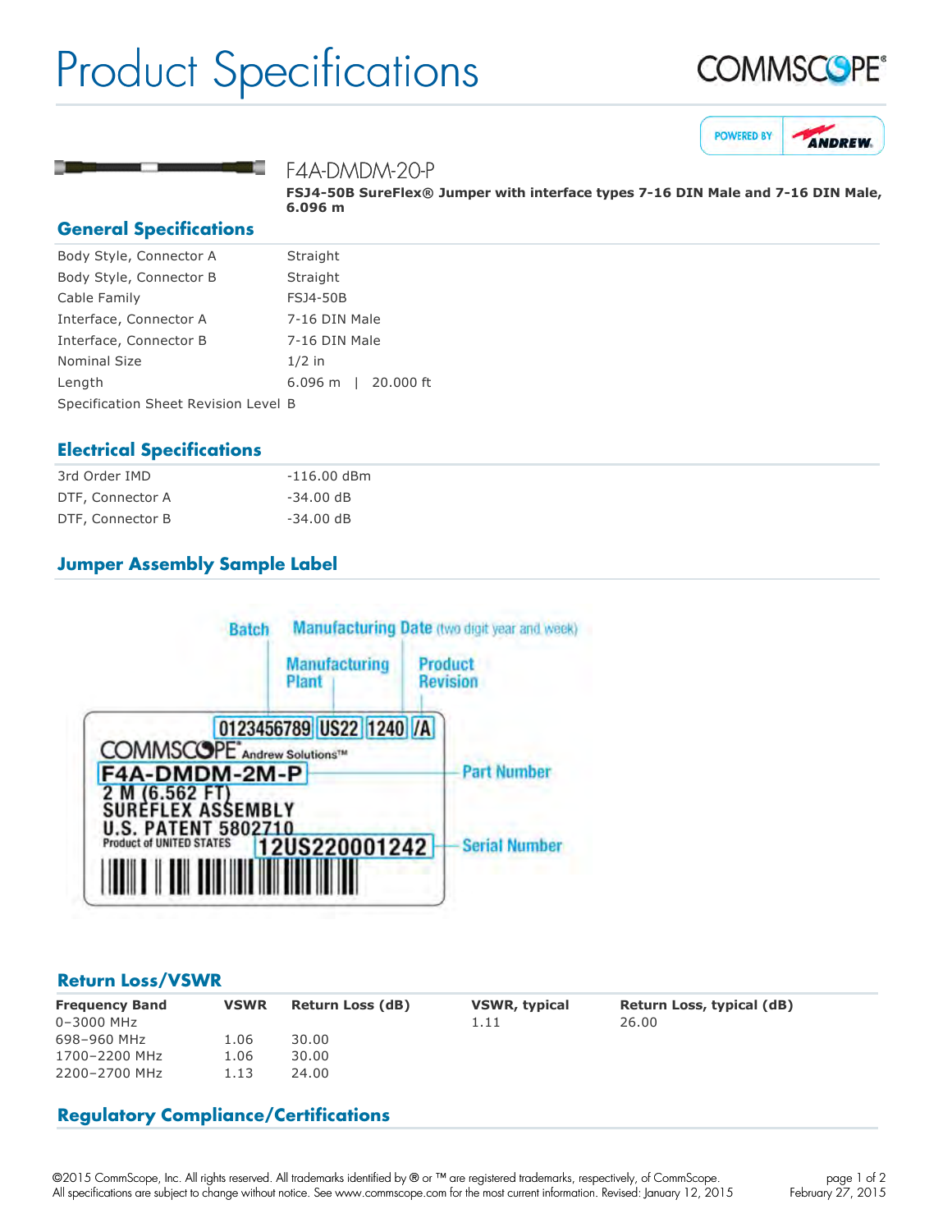# Product Specifications

COMMSCOPE®

POWERED BY ANDREW

F4A-DMDM-20-P

**FSJ4-50B SureFlex® Jumper with interface types 7-16 DIN Male and 7-16 DIN Male, 6.096 m**

## General Specifications

| | |
|---|---|
| Body Style, Connector A | Straight |
| Body Style, Connector B | Straight |
| Cable Family | FSJ4-50B |
| Interface, Connector A | 7-16 DIN Male |
| Interface, Connector B | 7-16 DIN Male |
| Nominal Size | 1/2 in |
| Length | 6.096 m \| 20.000 ft |
| Specification Sheet Revision Level | B |

## Electrical Specifications

| | |
|---|---|
| 3rd Order IMD | -116.00 dBm |
| DTF, Connector A | -34.00 dB |
| DTF, Connector B | -34.00 dB |

## Jumper Assembly Sample Label

Batch — Manufacturing Date (two digit year and week) — Manufacturing Plant — Product Revision

0123456789 US22 1240 /A

COMMSCOPE® Andrew Solutions™

F4A-DMDM-2M-P — Part Number

2 M (6.562 FT)
SUREFLEX ASSEMBLY
U.S. PATENT 5802710
Product of UNITED STATES

12US220001242 — Serial Number

## Return Loss/VSWR

| Frequency Band | VSWR | Return Loss (dB) | VSWR, typical | Return Loss, typical (dB) |
|---|---|---|---|---|
| 0–3000 MHz | | | 1.11 | 26.00 |
| 698–960 MHz | 1.06 | 30.00 | | |
| 1700–2200 MHz | 1.06 | 30.00 | | |
| 2200–2700 MHz | 1.13 | 24.00 | | |

## Regulatory Compliance/Certifications

©2015 CommScope, Inc. All rights reserved. All trademarks identified by ® or ™ are registered trademarks, respectively, of CommScope.
All specifications are subject to change without notice. See www.commscope.com for the most current information. Revised: January 12, 2015

February 27, 2015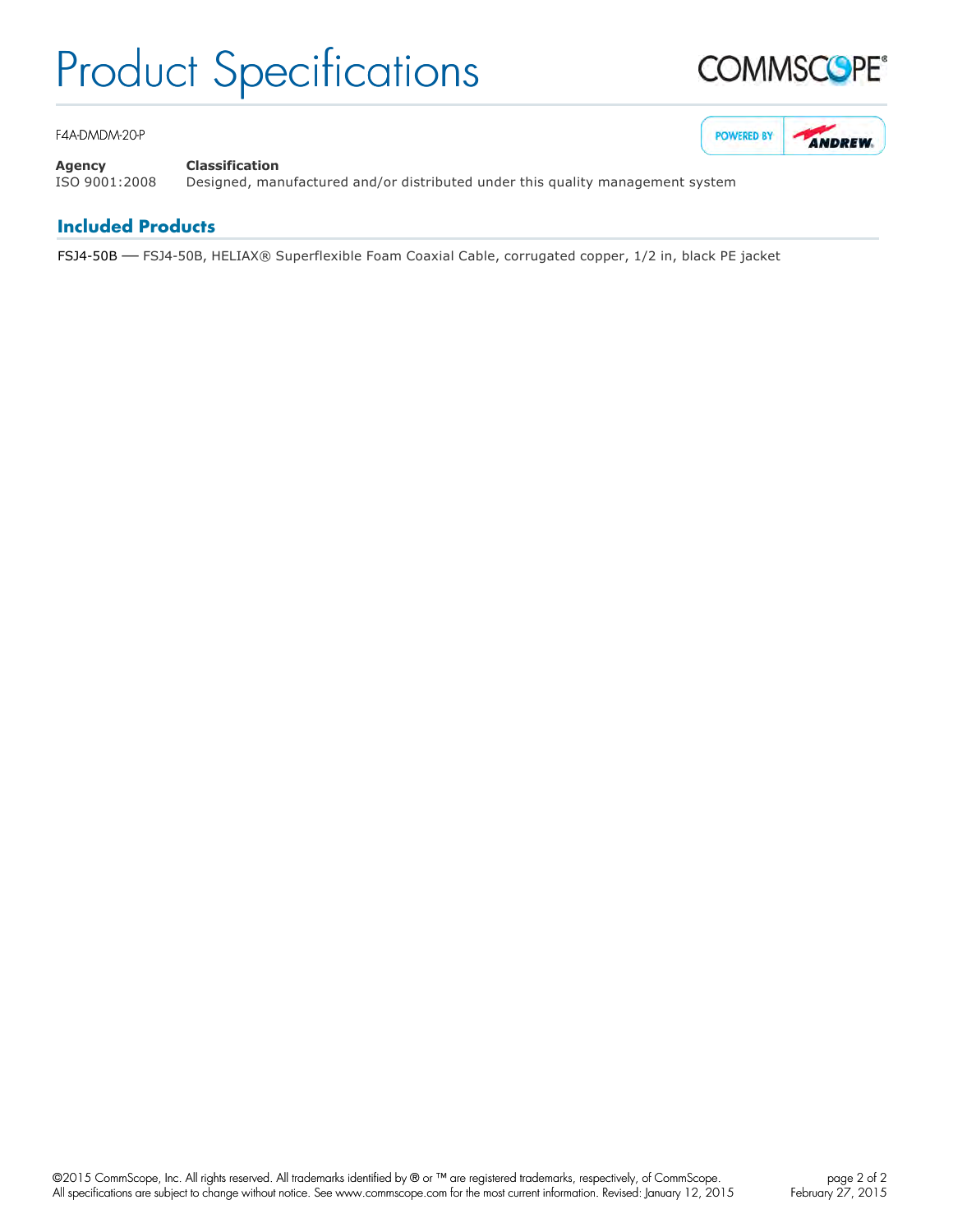F4A-DMDM-20-P

| Agency | Classification |
|---|---|
| ISO 9001:2008 | Designed, manufactured and/or distributed under this quality management system |

## Included Products

FSJ4-50B — FSJ4-50B, HELIAX® Superflexible Foam Coaxial Cable, corrugated copper, 1/2 in, black PE jacket

©2015 CommScope, Inc. All rights reserved. All trademarks identified by ® or ™ are registered trademarks, respectively, of CommScope.
All specifications are subject to change without notice. See www.commscope.com for the most current information. Revised: January 12, 2015

February 27, 2015